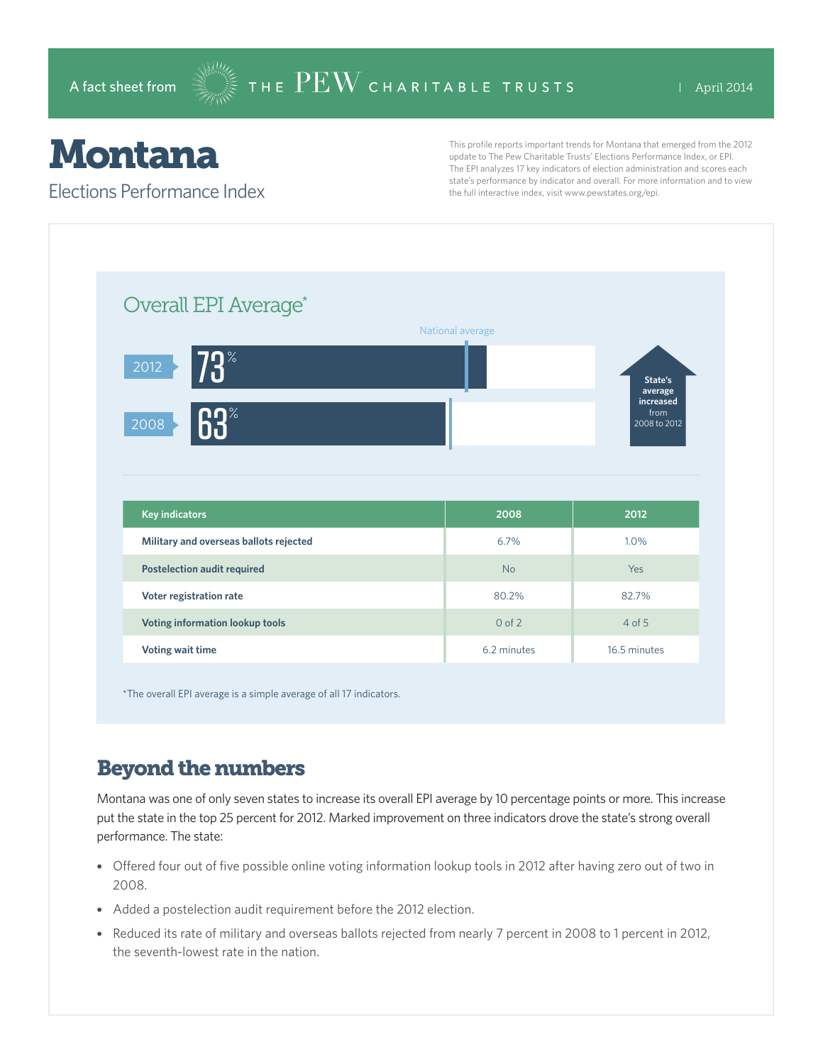A fact sheet from THE PEW CHARITABLE TRUSTS | April 2014

# Montana

## Elections Performance Index

This profile reports important trends for Montana that emerged from the 2012 update to The Pew Charitable Trusts' Elections Performance Index, or EPI. The EPI analyzes 17 key indicators of election administration and scores each state's performance by indicator and overall. For more information and to view the full interactive index, visit www.pewstates.org/epi.

### Overall EPI Average*

National average

2012: 73%

2008: 63%

State's average increased from 2008 to 2012

| Key indicators | 2008 | 2012 |
|---|---|---|
| Military and overseas ballots rejected | 6.7% | 1.0% |
| Postelection audit required | No | Yes |
| Voter registration rate | 80.2% | 82.7% |
| Voting information lookup tools | 0 of 2 | 4 of 5 |
| Voting wait time | 6.2 minutes | 16.5 minutes |

*The overall EPI average is a simple average of all 17 indicators.

## Beyond the numbers

Montana was one of only seven states to increase its overall EPI average by 10 percentage points or more. This increase put the state in the top 25 percent for 2012. Marked improvement on three indicators drove the state's strong overall performance. The state:

- Offered four out of five possible online voting information lookup tools in 2012 after having zero out of two in 2008.
- Added a postelection audit requirement before the 2012 election.
- Reduced its rate of military and overseas ballots rejected from nearly 7 percent in 2008 to 1 percent in 2012, the seventh-lowest rate in the nation.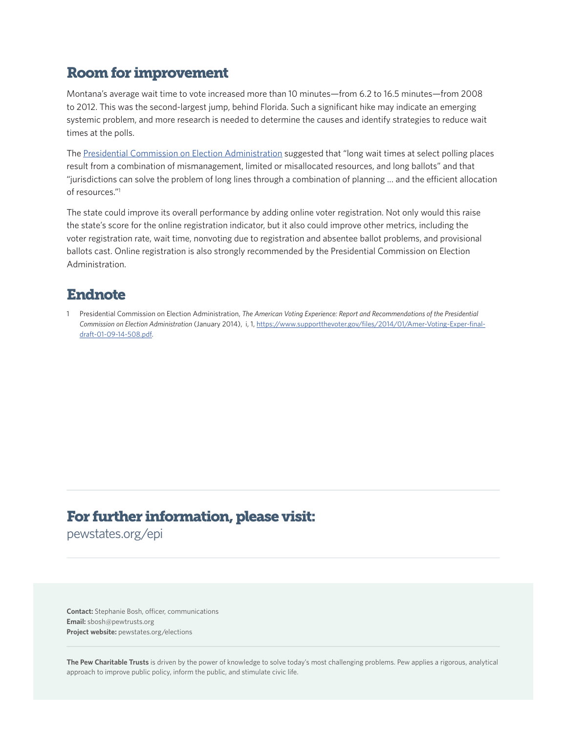## Room for improvement

Montana's average wait time to vote increased more than 10 minutes—from 6.2 to 16.5 minutes—from 2008 to 2012. This was the second-largest jump, behind Florida. Such a significant hike may indicate an emerging systemic problem, and more research is needed to determine the causes and identify strategies to reduce wait times at the polls.

The [Presidential Commission on Election Administration](https://www.supportthevoter.gov) suggested that "long wait times at select polling places result from a combination of mismanagement, limited or misallocated resources, and long ballots" and that "jurisdictions can solve the problem of long lines through a combination of planning … and the efficient allocation of resources."[1]

The state could improve its overall performance by adding online voter registration. Not only would this raise the state's score for the online registration indicator, but it also could improve other metrics, including the voter registration rate, wait time, nonvoting due to registration and absentee ballot problems, and provisional ballots cast. Online registration is also strongly recommended by the Presidential Commission on Election Administration.

## Endnote

1 Presidential Commission on Election Administration, *The American Voting Experience: Report and Recommendations of the Presidential Commission on Election Administration* (January 2014), i, 1, https://www.supportthevoter.gov/files/2014/01/Amer-Voting-Exper-final-draft-01-09-14-508.pdf.

## For further information, please visit:

pewstates.org/epi

**Contact:** Stephanie Bosh, officer, communications
**Email:** sbosh@pewtrusts.org
**Project website:** pewstates.org/elections

**The Pew Charitable Trusts** is driven by the power of knowledge to solve today's most challenging problems. Pew applies a rigorous, analytical approach to improve public policy, inform the public, and stimulate civic life.